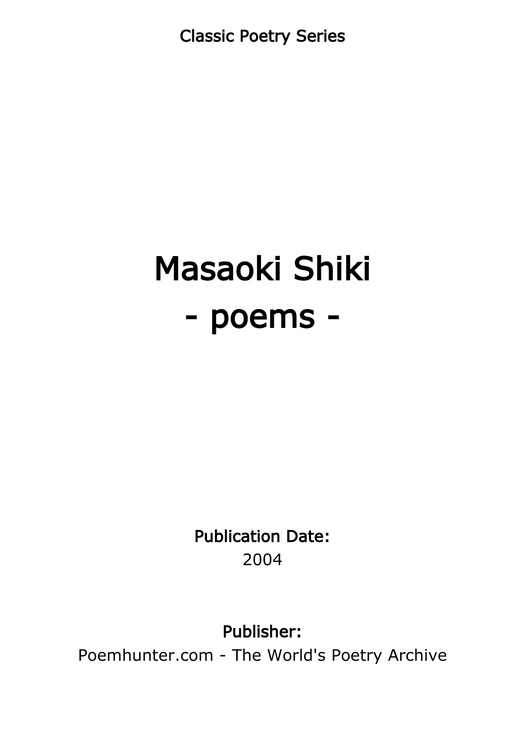Classic Poetry Series

# Masaoki Shiki
# - poems -

**Publication Date:**
2004

**Publisher:**
Poemhunter.com - The World's Poetry Archive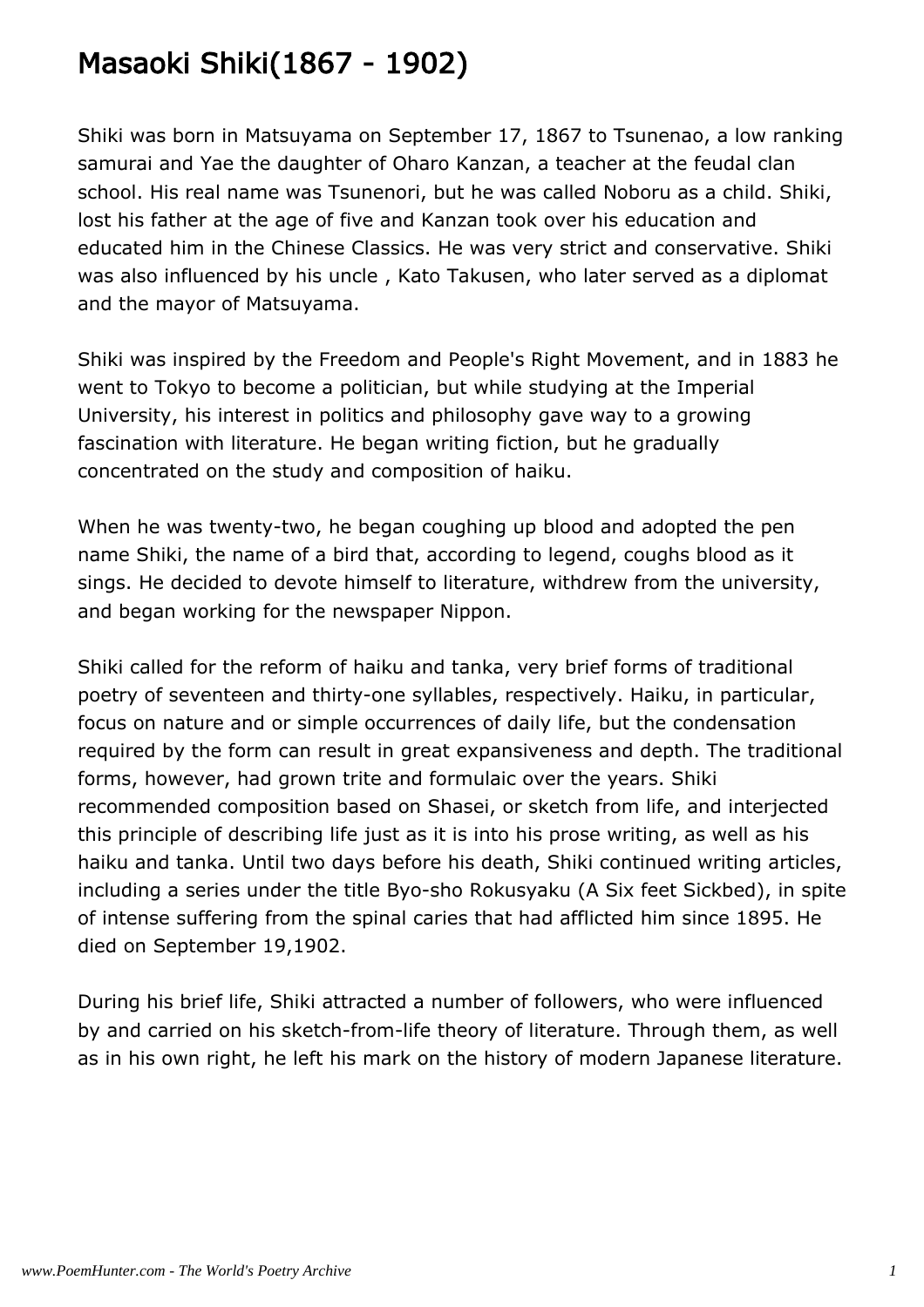# Masaoki Shiki(1867 - 1902)

Shiki was born in Matsuyama on September 17, 1867 to Tsunenao, a low ranking samurai and Yae the daughter of Oharo Kanzan, a teacher at the feudal clan school. His real name was Tsunenori, but he was called Noboru as a child. Shiki, lost his father at the age of five and Kanzan took over his education and educated him in the Chinese Classics. He was very strict and conservative. Shiki was also influenced by his uncle , Kato Takusen, who later served as a diplomat and the mayor of Matsuyama.

Shiki was inspired by the Freedom and People's Right Movement, and in 1883 he went to Tokyo to become a politician, but while studying at the Imperial University, his interest in politics and philosophy gave way to a growing fascination with literature. He began writing fiction, but he gradually concentrated on the study and composition of haiku.

When he was twenty-two, he began coughing up blood and adopted the pen name Shiki, the name of a bird that, according to legend, coughs blood as it sings. He decided to devote himself to literature, withdrew from the university, and began working for the newspaper Nippon.

Shiki called for the reform of haiku and tanka, very brief forms of traditional poetry of seventeen and thirty-one syllables, respectively. Haiku, in particular, focus on nature and or simple occurrences of daily life, but the condensation required by the form can result in great expansiveness and depth. The traditional forms, however, had grown trite and formulaic over the years. Shiki recommended composition based on Shasei, or sketch from life, and interjected this principle of describing life just as it is into his prose writing, as well as his haiku and tanka. Until two days before his death, Shiki continued writing articles, including a series under the title Byo-sho Rokusyaku (A Six feet Sickbed), in spite of intense suffering from the spinal caries that had afflicted him since 1895. He died on September 19,1902.

During his brief life, Shiki attracted a number of followers, who were influenced by and carried on his sketch-from-life theory of literature. Through them, as well as in his own right, he left his mark on the history of modern Japanese literature.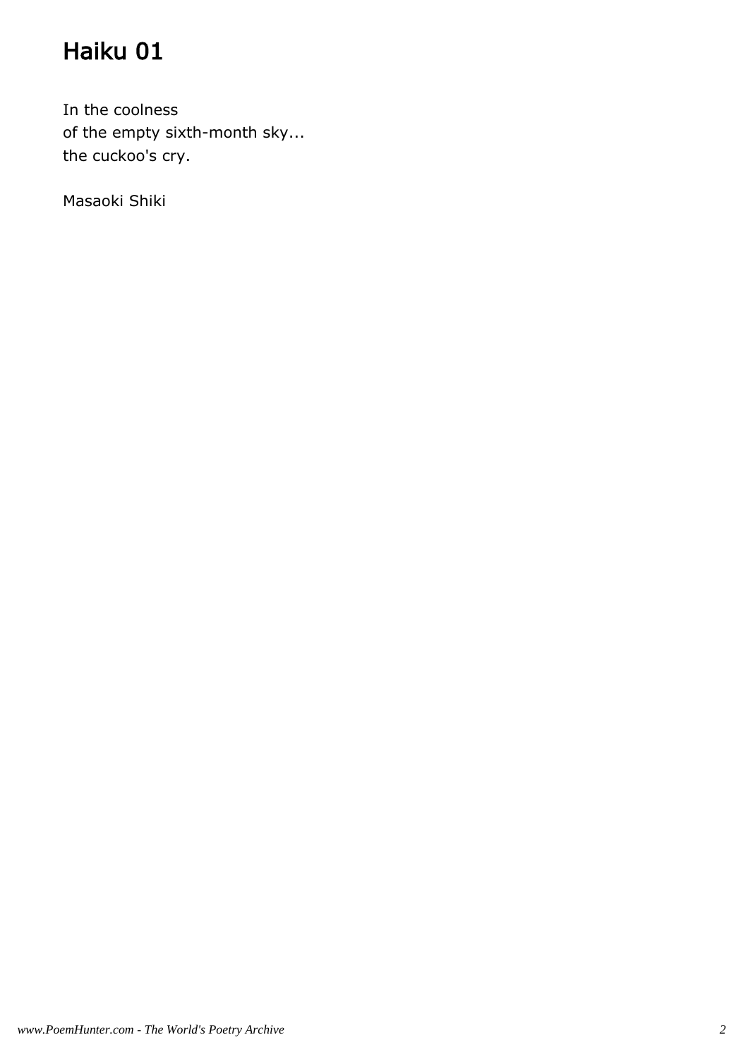# Haiku 01

In the coolness  
of the empty sixth-month sky...  
the cuckoo's cry.

Masaoki Shiki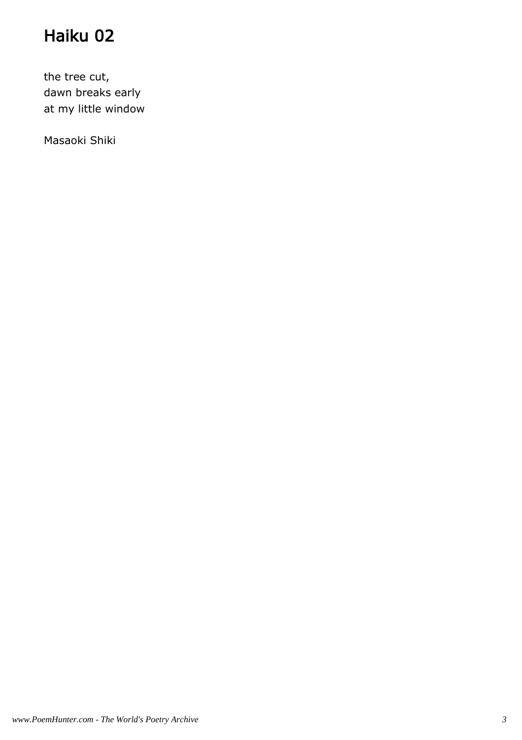# Haiku 02

the tree cut,
dawn breaks early
at my little window

Masaoki Shiki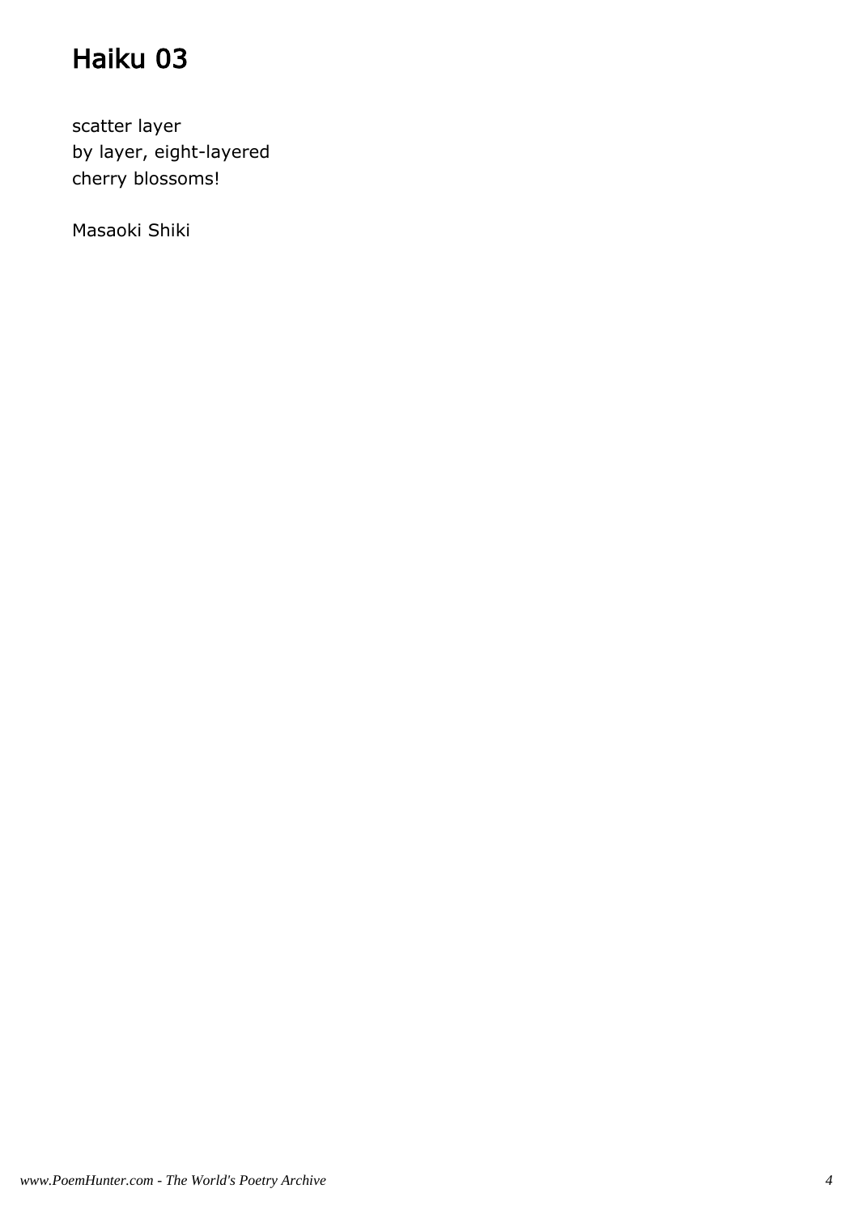# Haiku 03

scatter layer
by layer, eight-layered
cherry blossoms!

Masaoki Shiki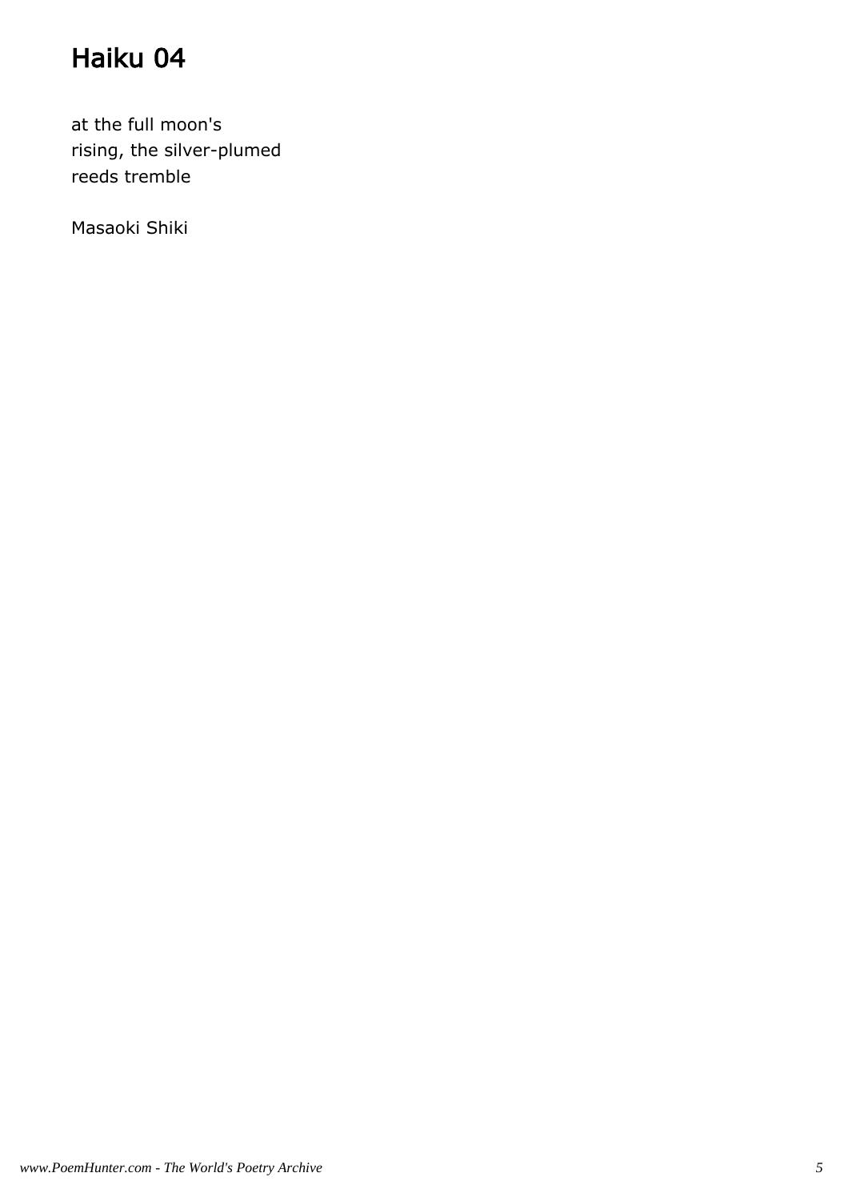# Haiku 04

at the full moon's
rising, the silver-plumed
reeds tremble

Masaoki Shiki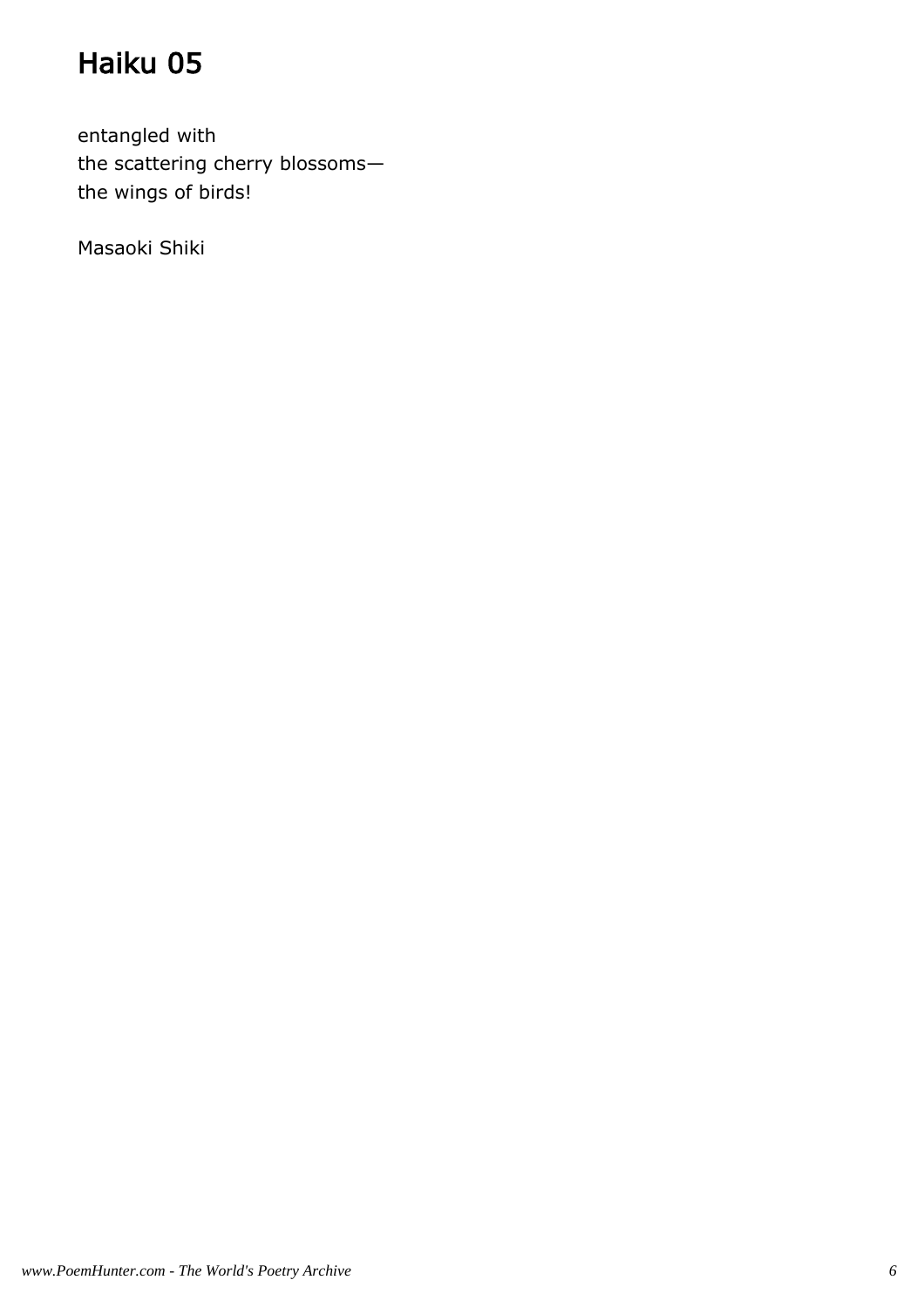# Haiku 05

entangled with  
the scattering cherry blossoms—  
the wings of birds!

Masaoki Shiki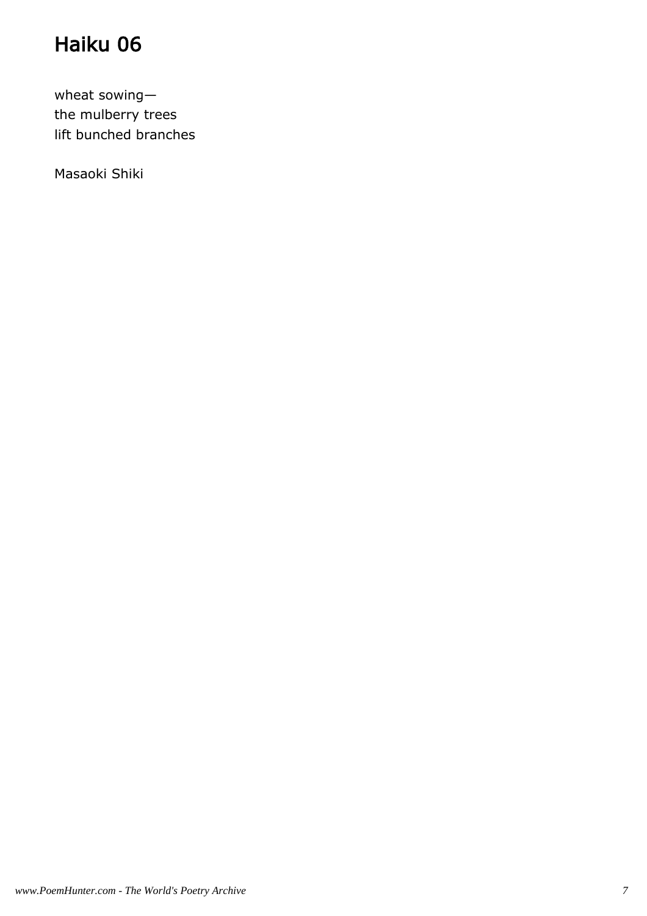# Haiku 06

wheat sowing—
the mulberry trees
lift bunched branches

Masaoki Shiki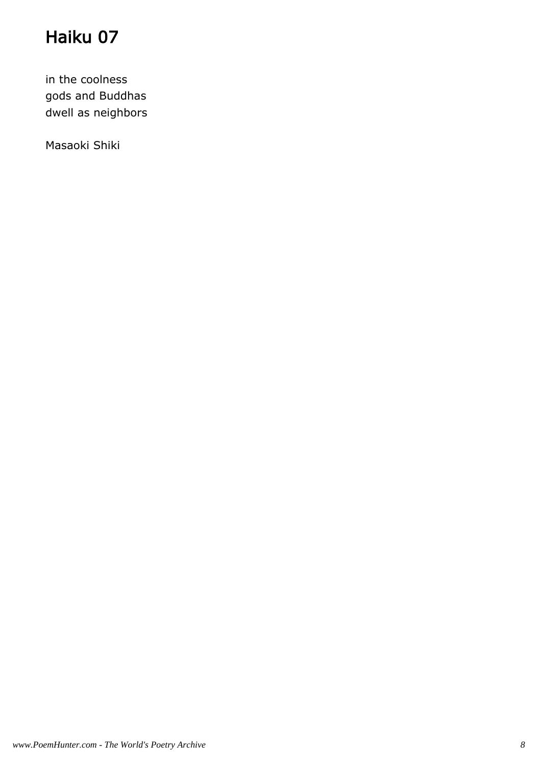# Haiku 07

in the coolness
gods and Buddhas
dwell as neighbors

Masaoki Shiki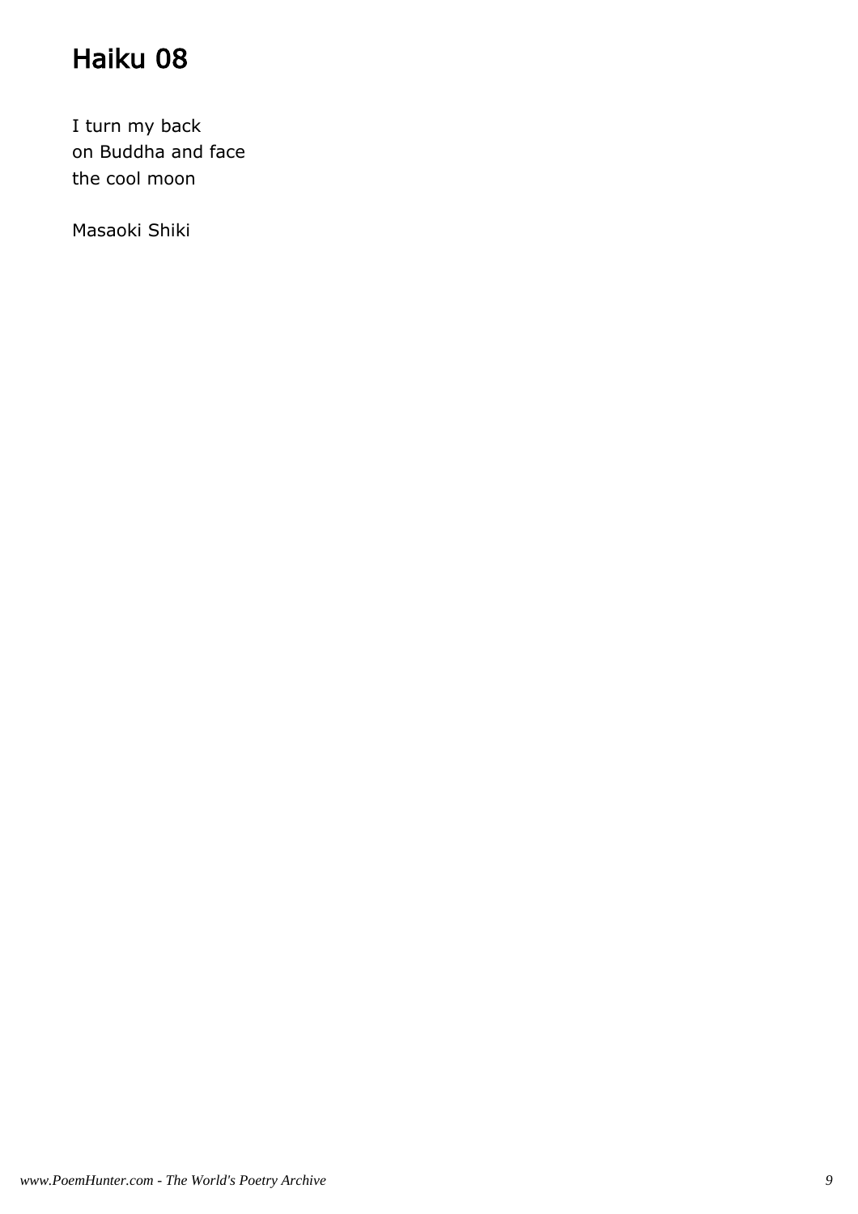# Haiku 08

I turn my back  
on Buddha and face  
the cool moon

Masaoki Shiki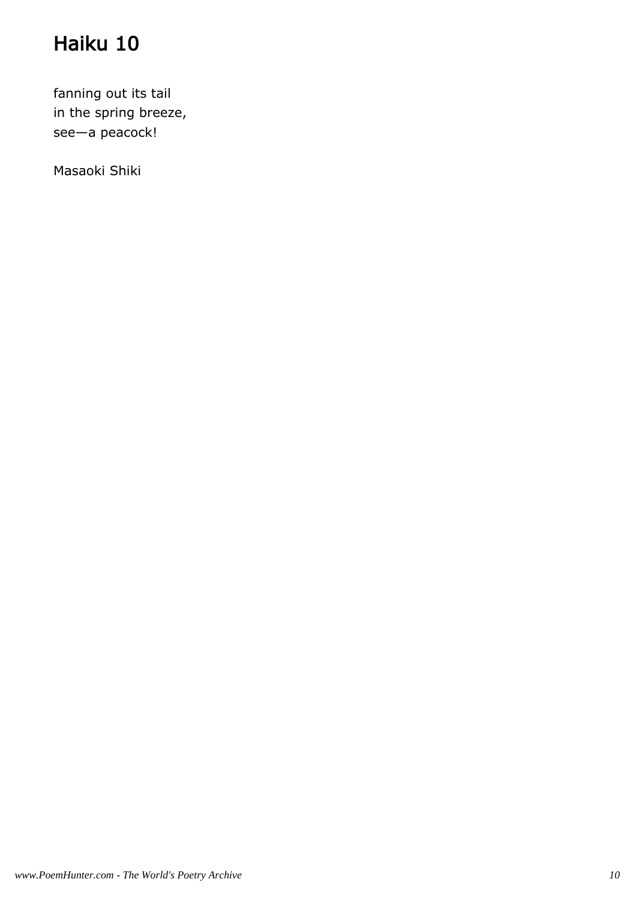# Haiku 10

fanning out its tail
in the spring breeze,
see—a peacock!

Masaoki Shiki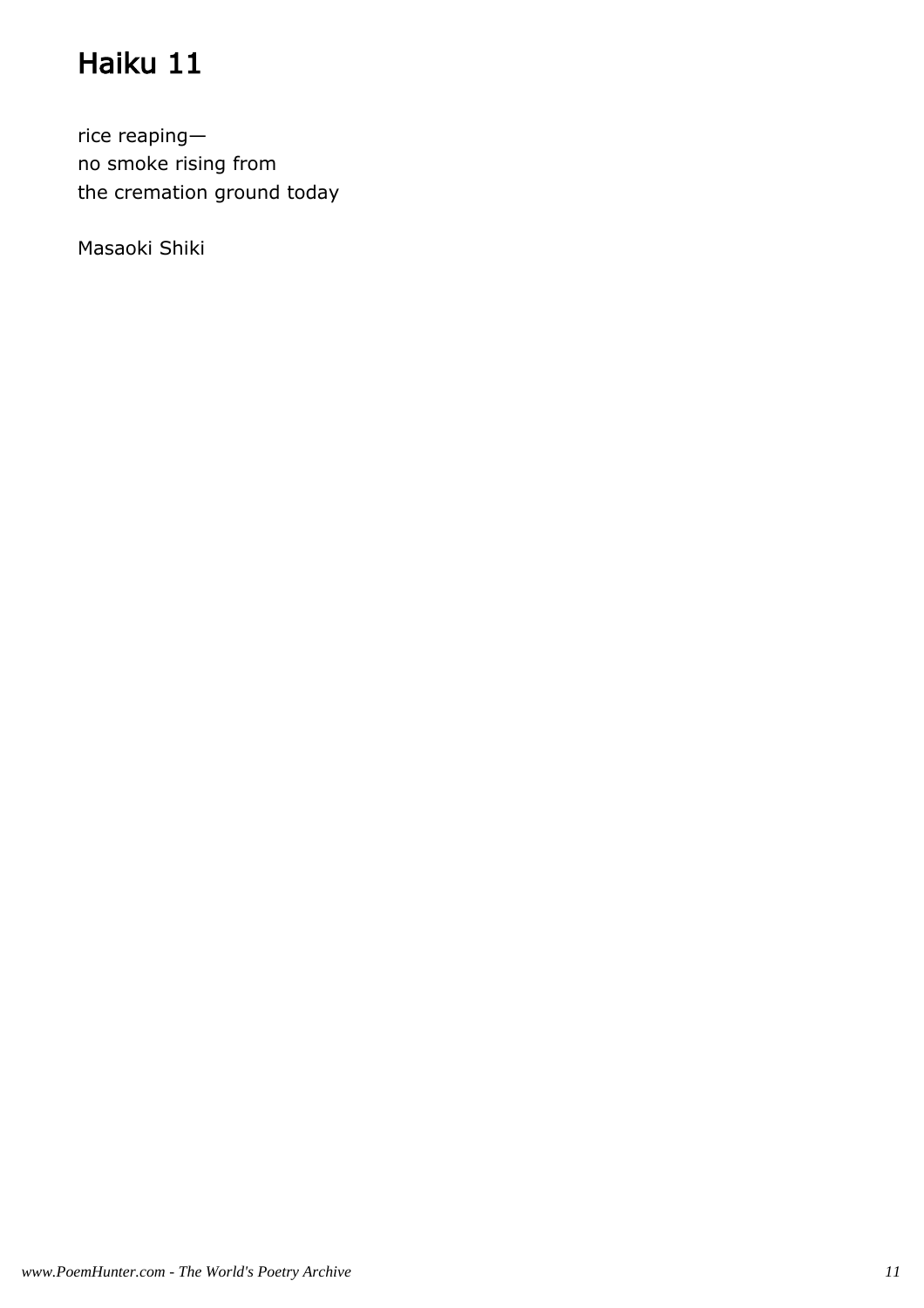# Haiku 11

rice reaping—
no smoke rising from
the cremation ground today

Masaoki Shiki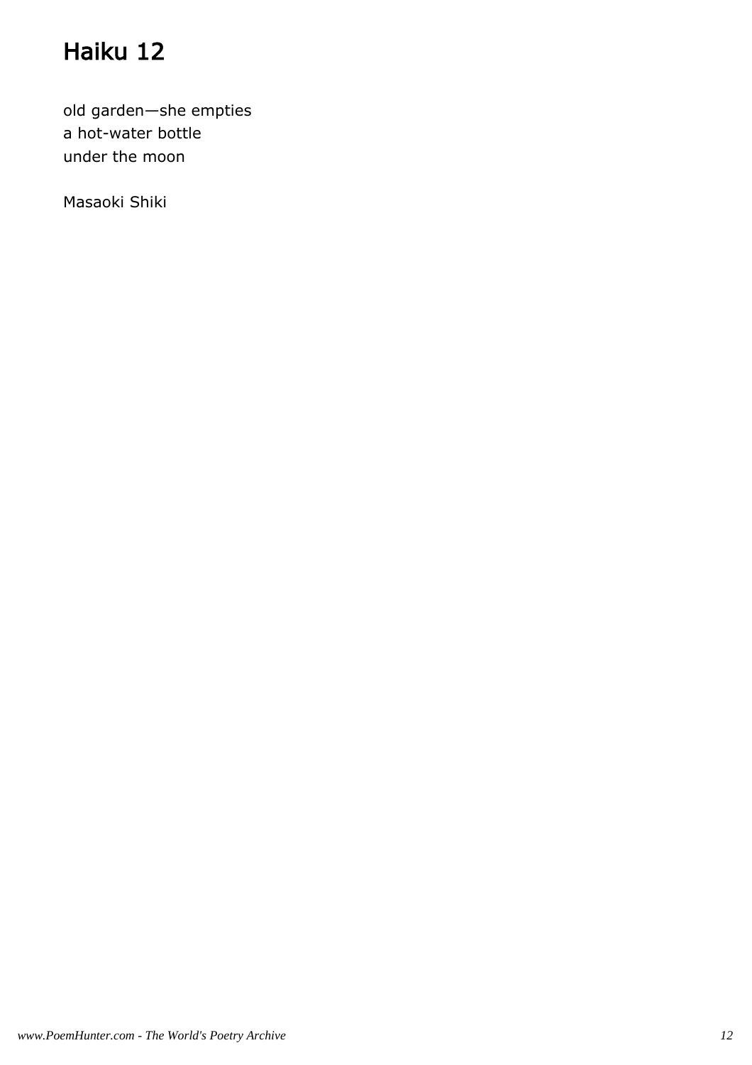# Haiku 12

old garden—she empties
a hot-water bottle
under the moon

Masaoki Shiki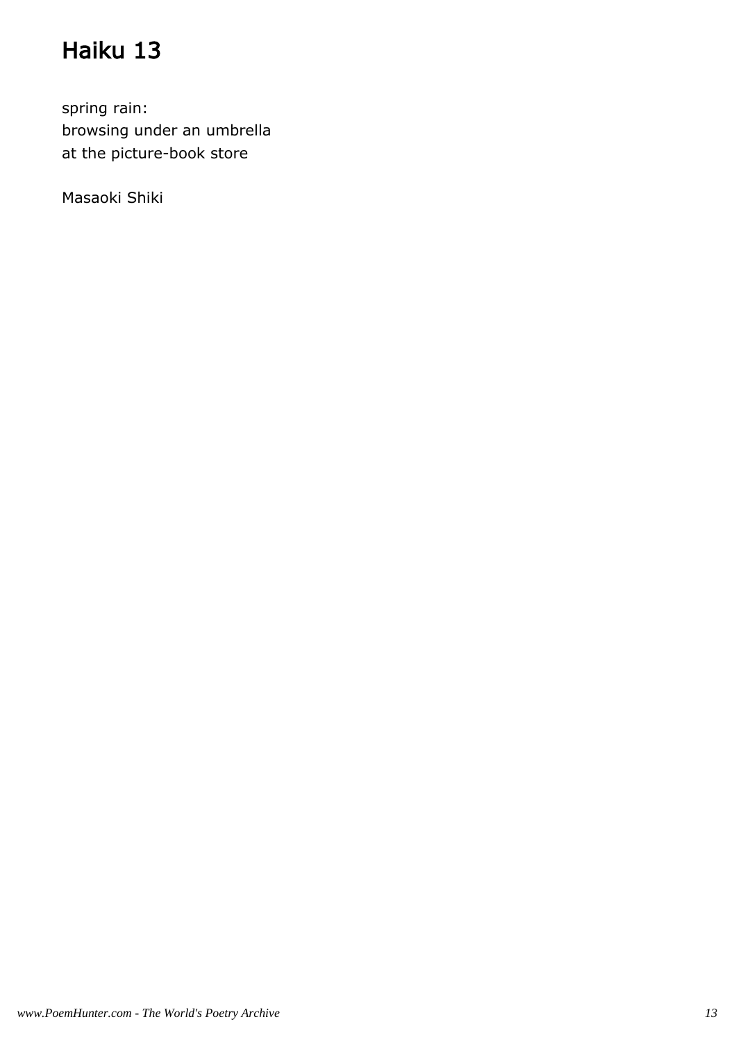# Haiku 13

spring rain:
browsing under an umbrella
at the picture-book store

Masaoki Shiki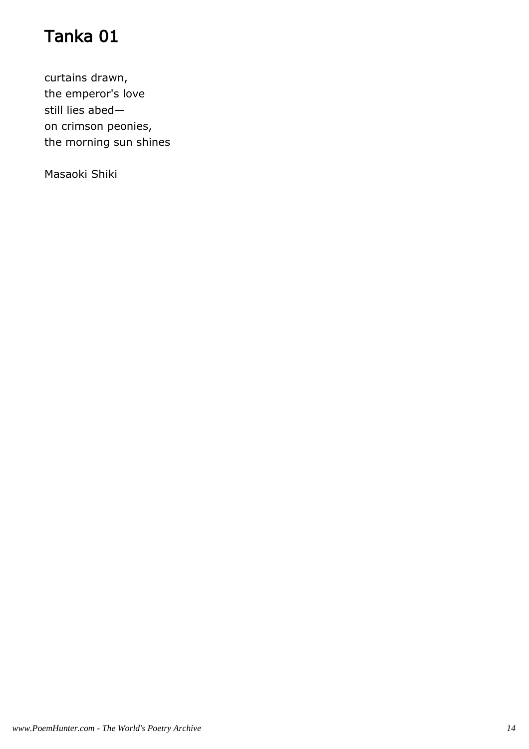# Tanka 01

curtains drawn,
the emperor's love
still lies abed—
on crimson peonies,
the morning sun shines

Masaoki Shiki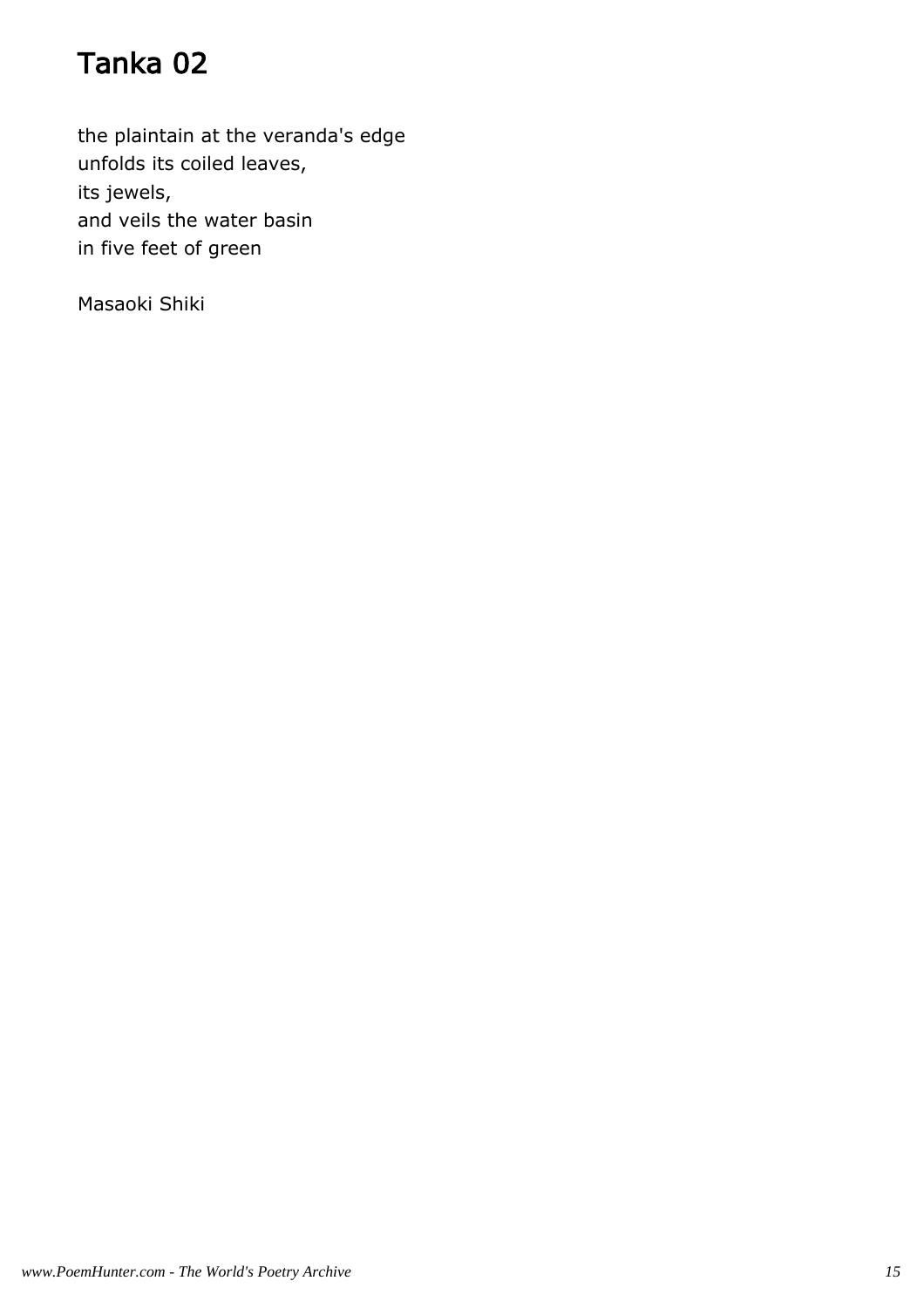# Tanka 02

the plaintain at the veranda's edge
unfolds its coiled leaves,
its jewels,
and veils the water basin
in five feet of green

Masaoki Shiki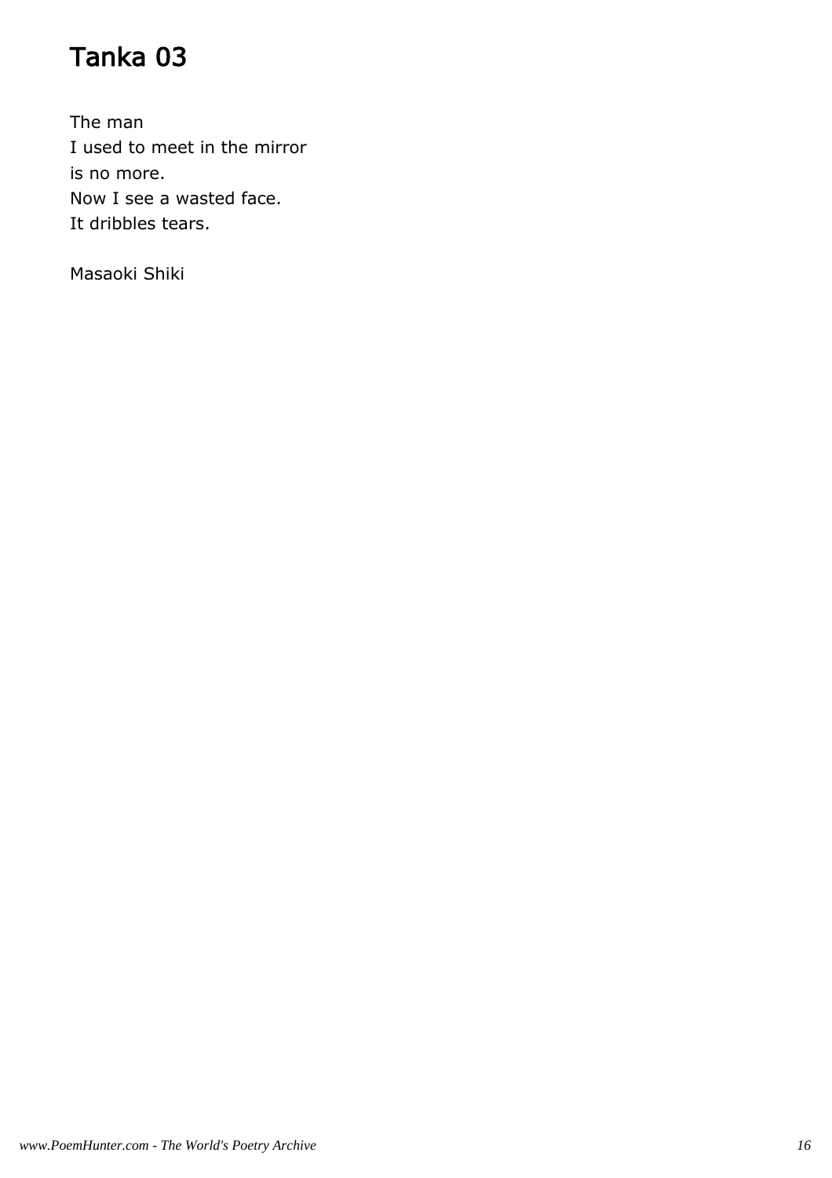# Tanka 03

The man  
I used to meet in the mirror  
is no more.  
Now I see a wasted face.  
It dribbles tears.

Masaoki Shiki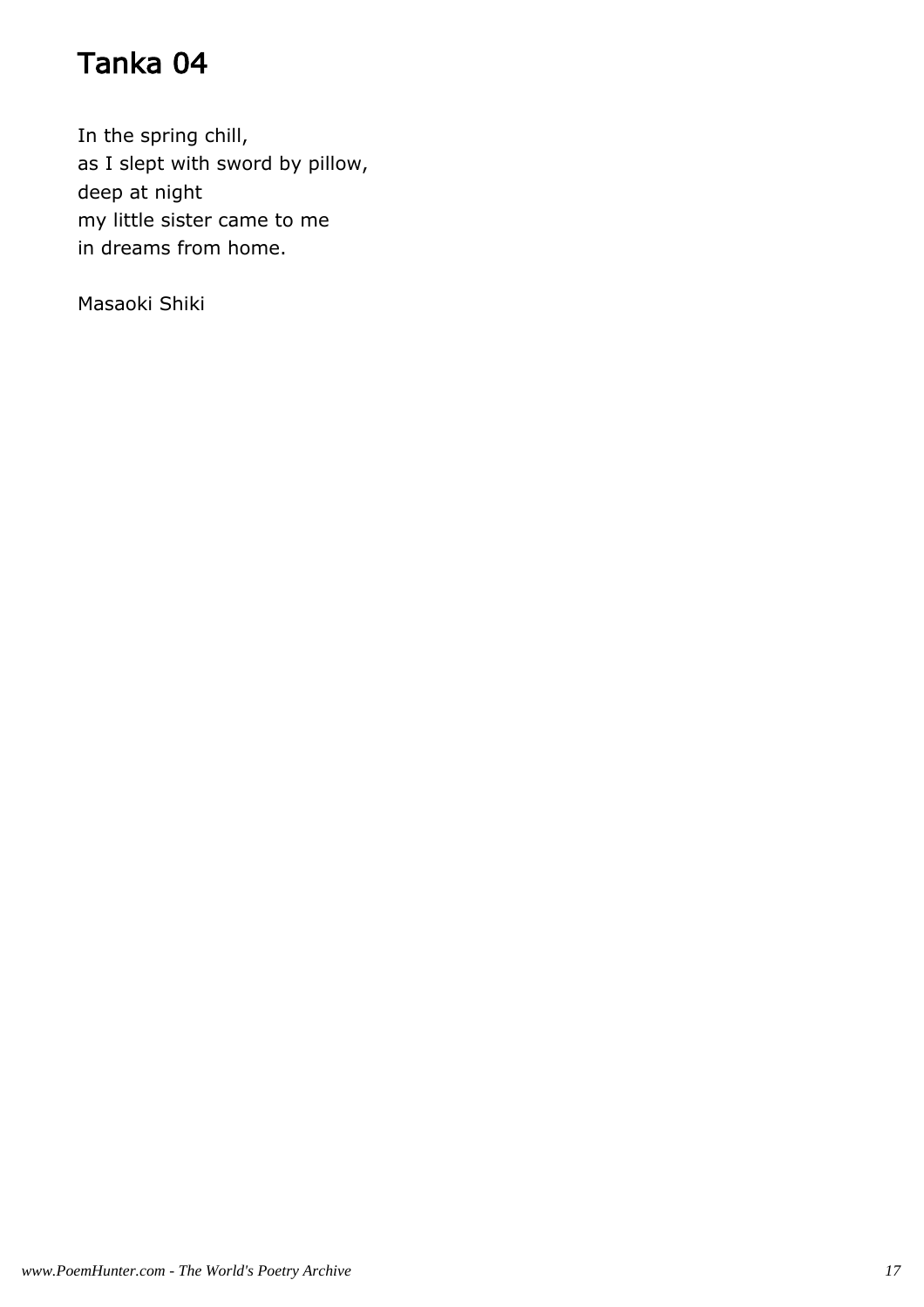# Tanka 04

In the spring chill,
as I slept with sword by pillow,
deep at night
my little sister came to me
in dreams from home.

Masaoki Shiki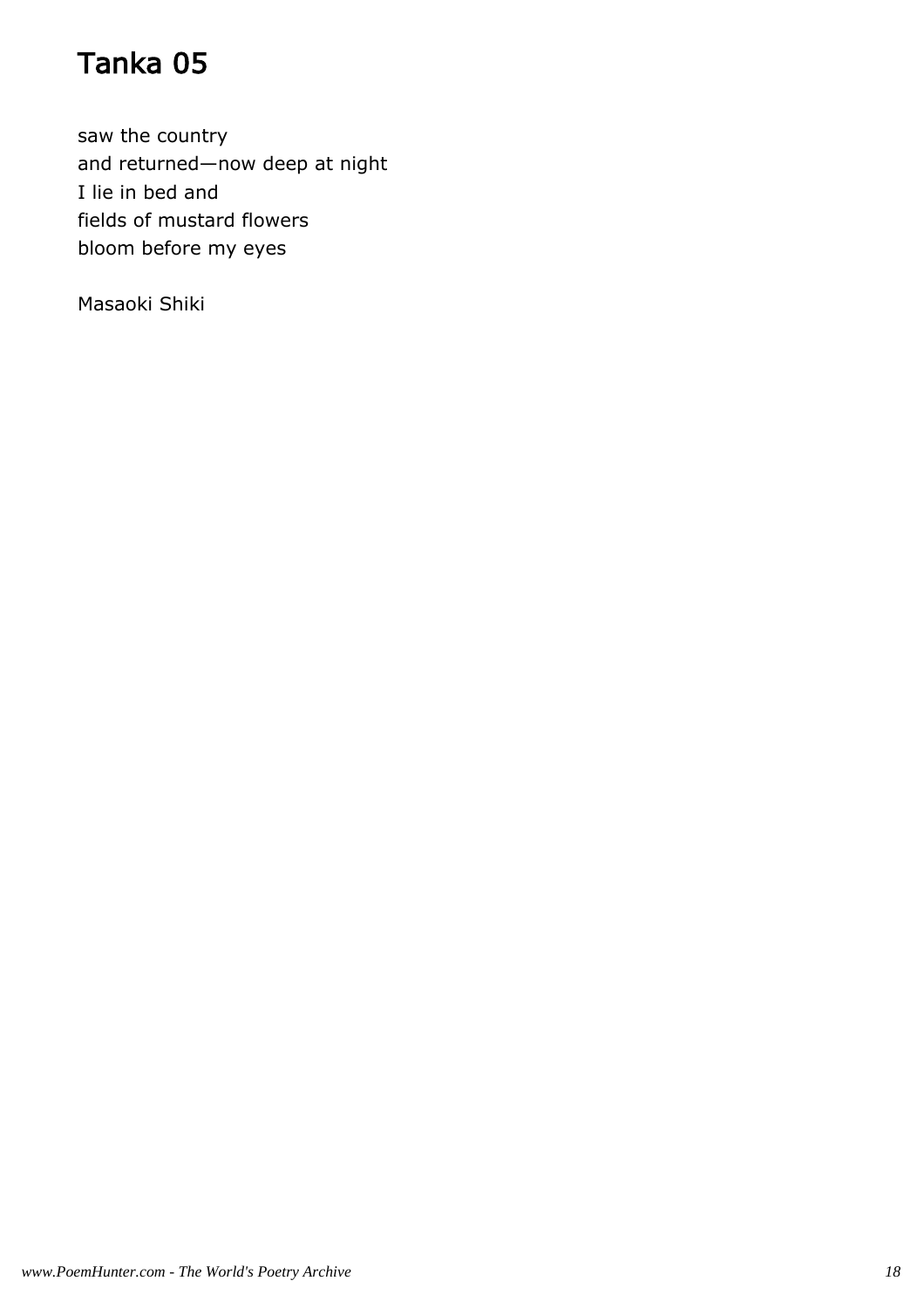# Tanka 05

saw the country
and returned—now deep at night
I lie in bed and
fields of mustard flowers
bloom before my eyes

Masaoki Shiki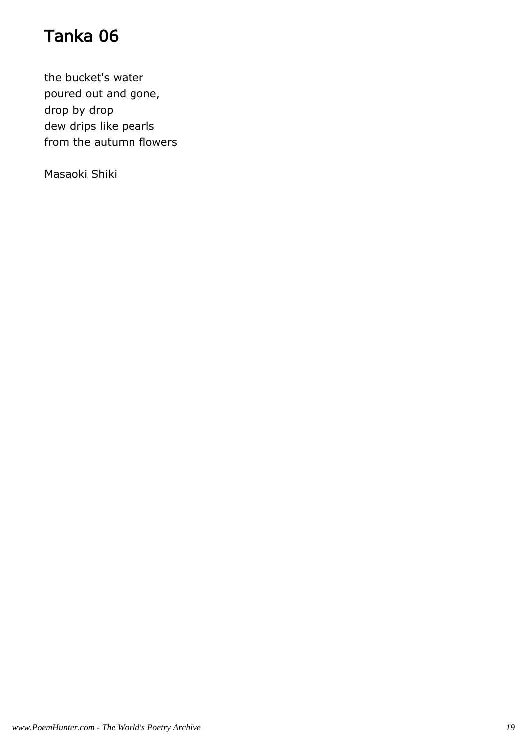# Tanka 06

the bucket's water
poured out and gone,
drop by drop
dew drips like pearls
from the autumn flowers

Masaoki Shiki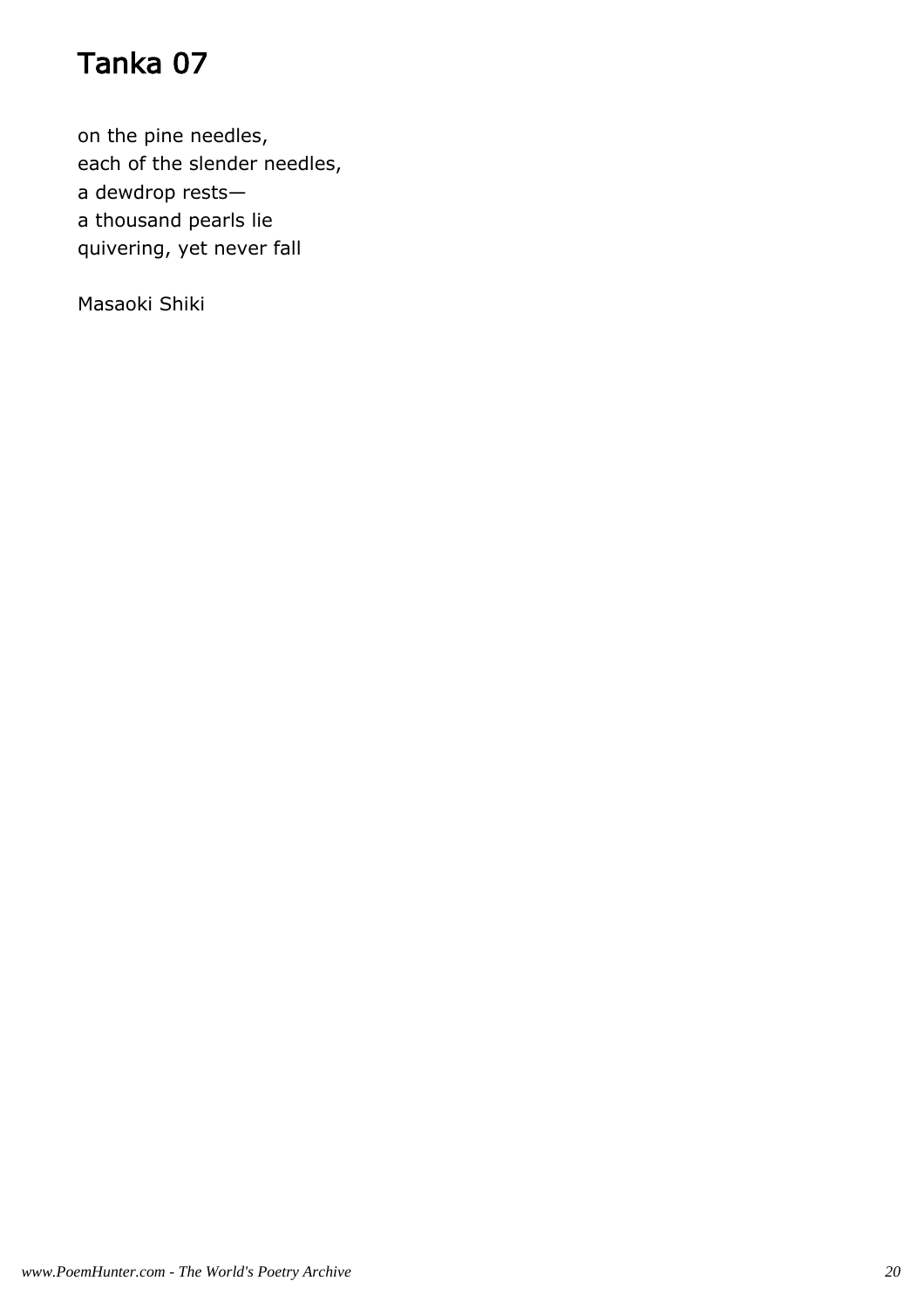# Tanka 07

on the pine needles,
each of the slender needles,
a dewdrop rests—
a thousand pearls lie
quivering, yet never fall

Masaoki Shiki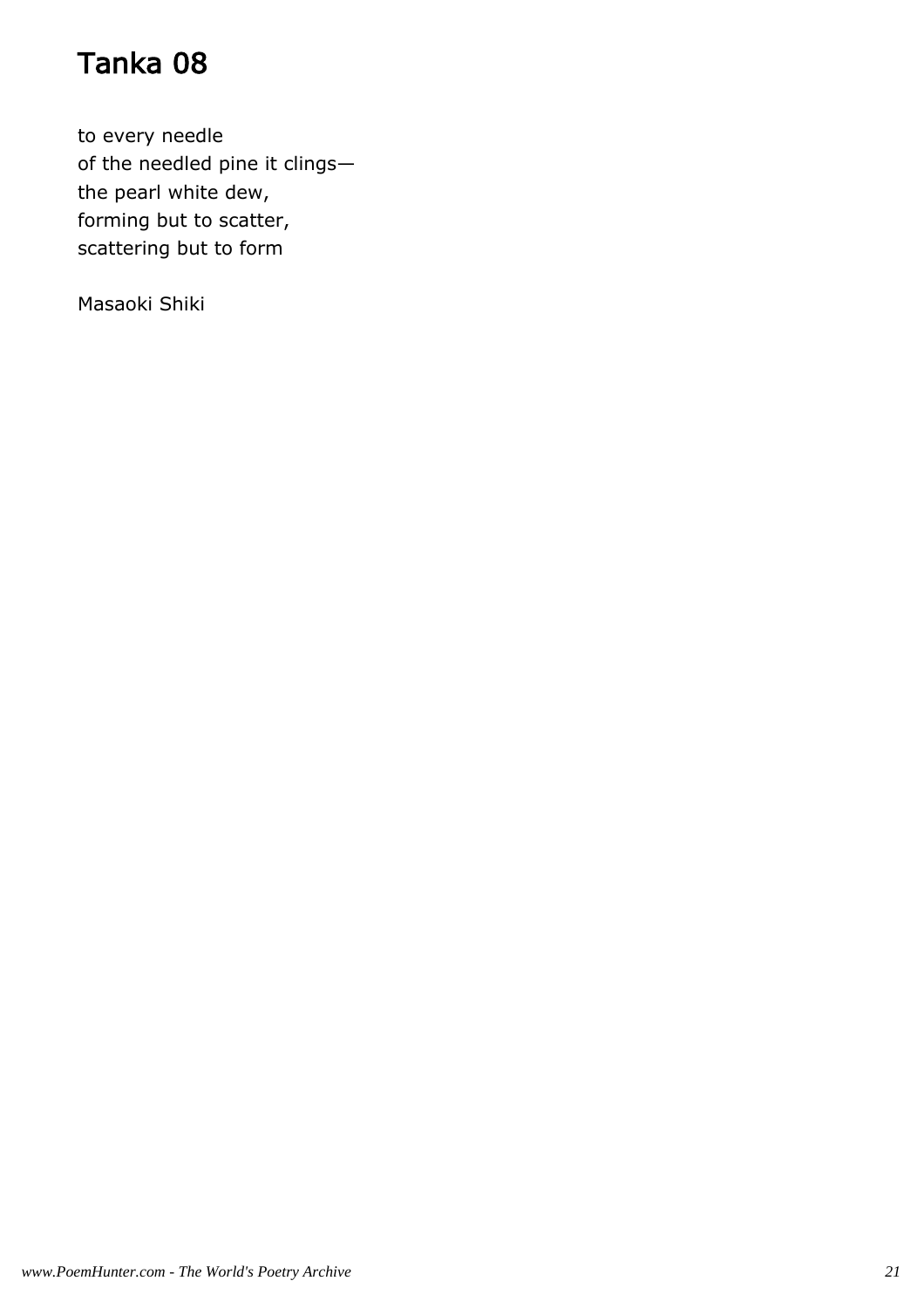# Tanka 08

to every needle  
of the needled pine it clings—  
the pearl white dew,  
forming but to scatter,  
scattering but to form

Masaoki Shiki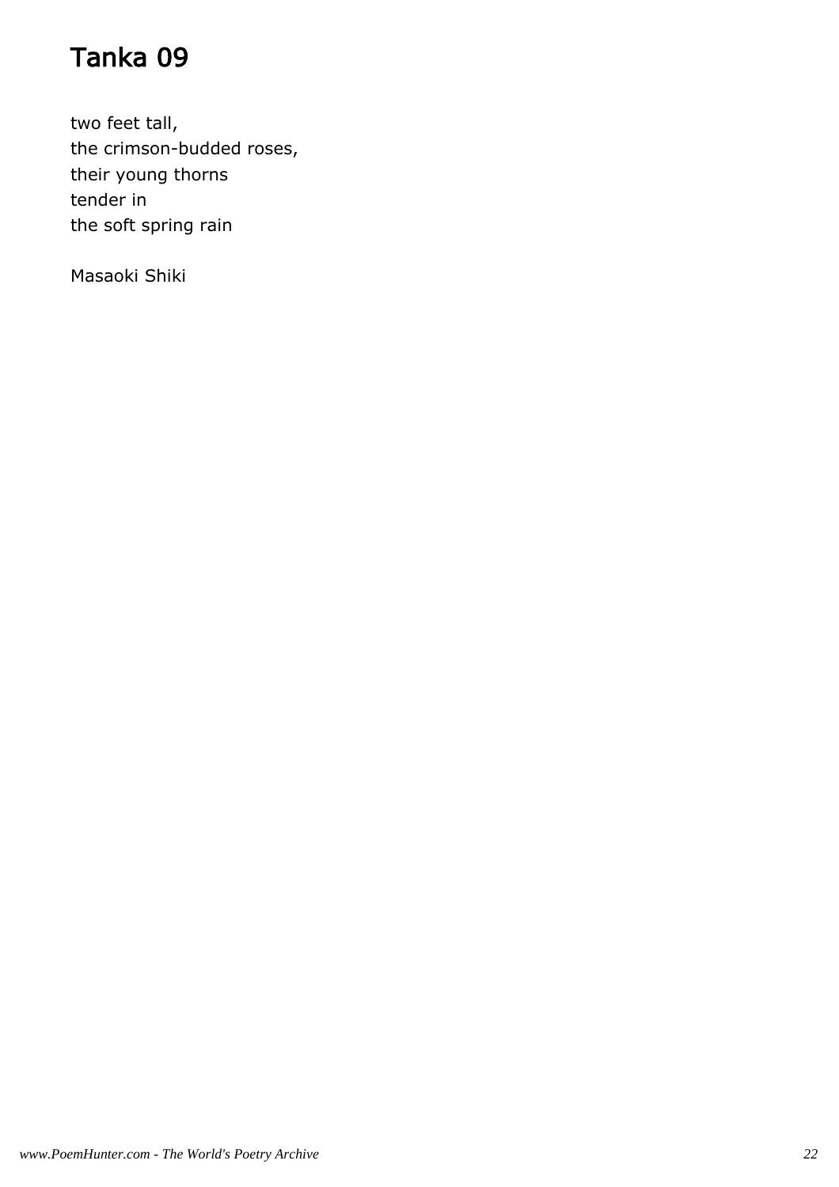# Tanka 09

two feet tall,  
the crimson-budded roses,  
their young thorns  
tender in  
the soft spring rain

Masaoki Shiki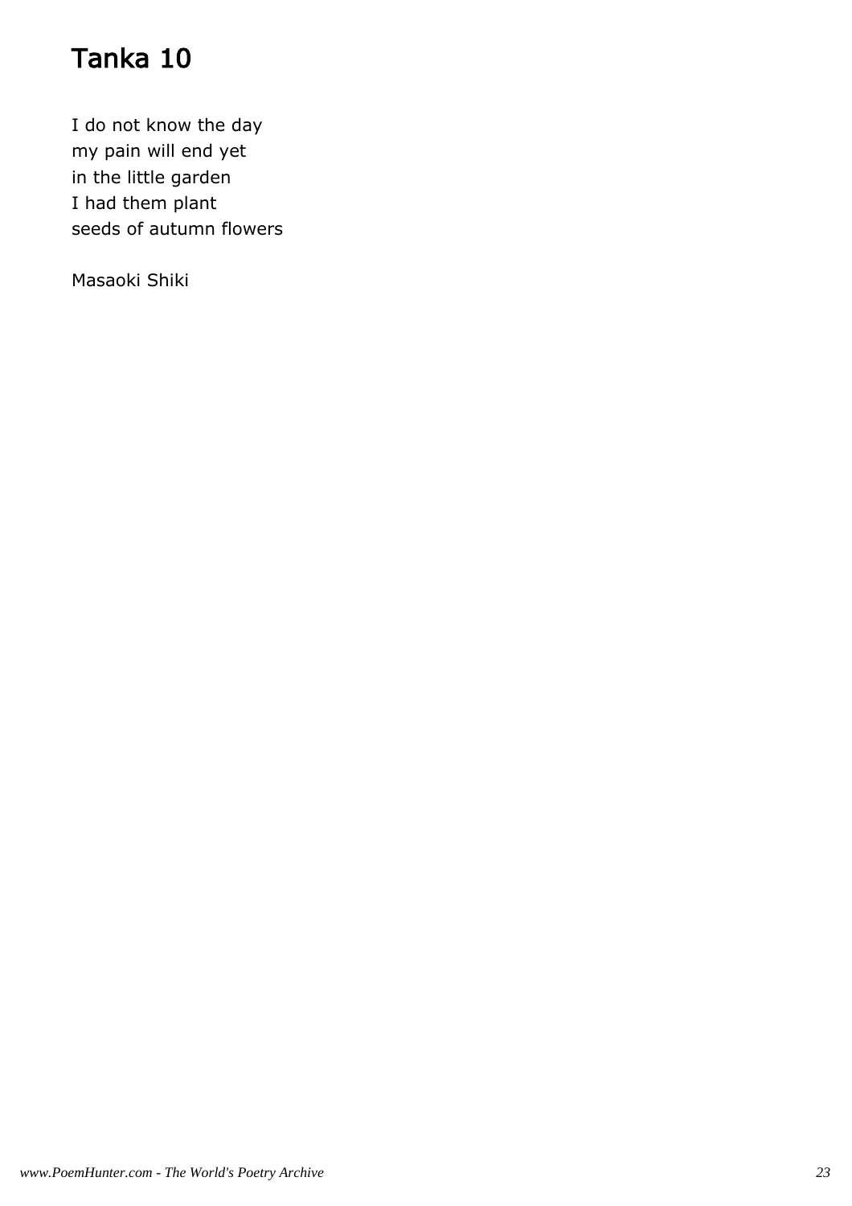# Tanka 10

I do not know the day
my pain will end yet
in the little garden
I had them plant
seeds of autumn flowers

Masaoki Shiki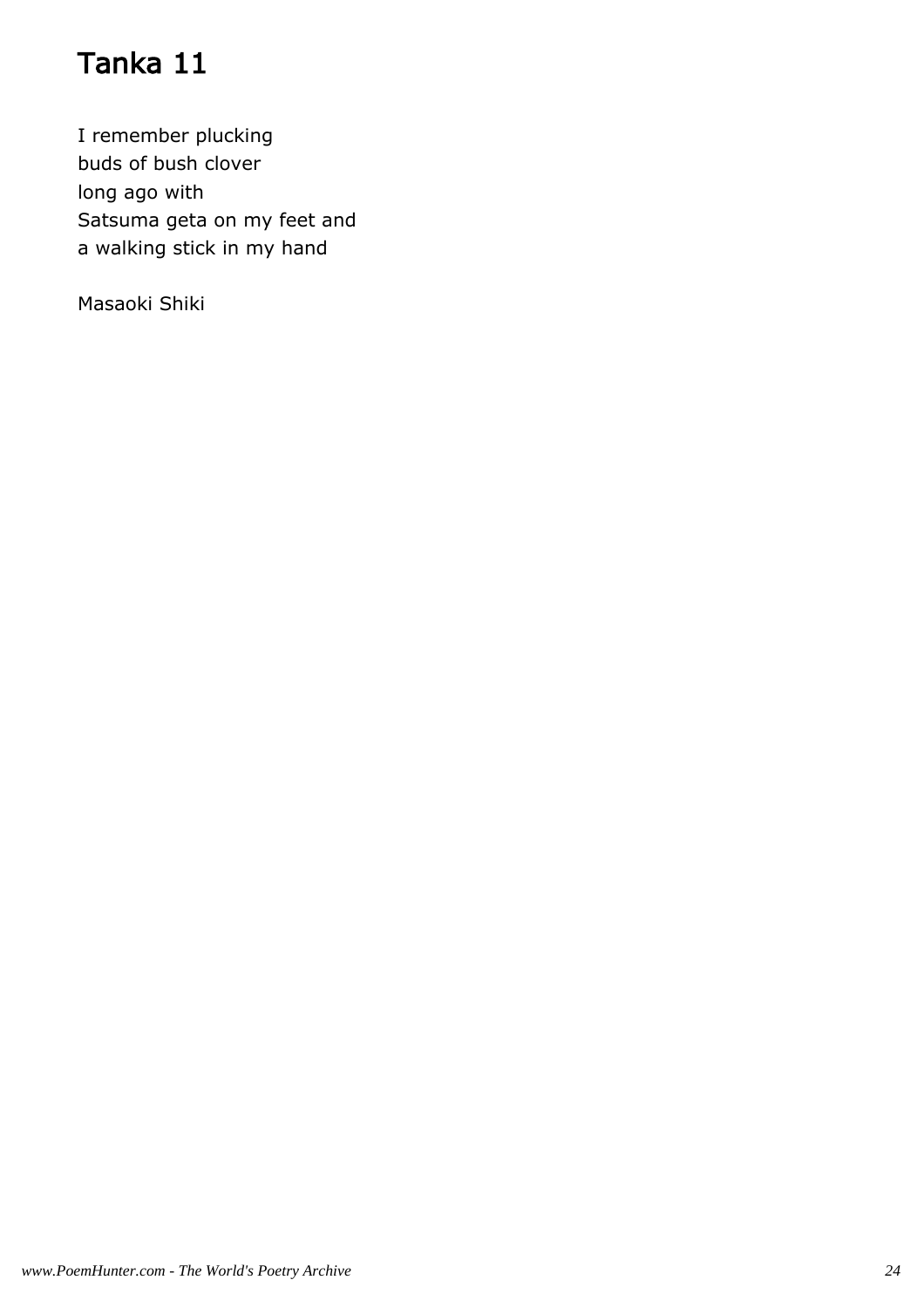# Tanka 11

I remember plucking
buds of bush clover
long ago with
Satsuma geta on my feet and
a walking stick in my hand

Masaoki Shiki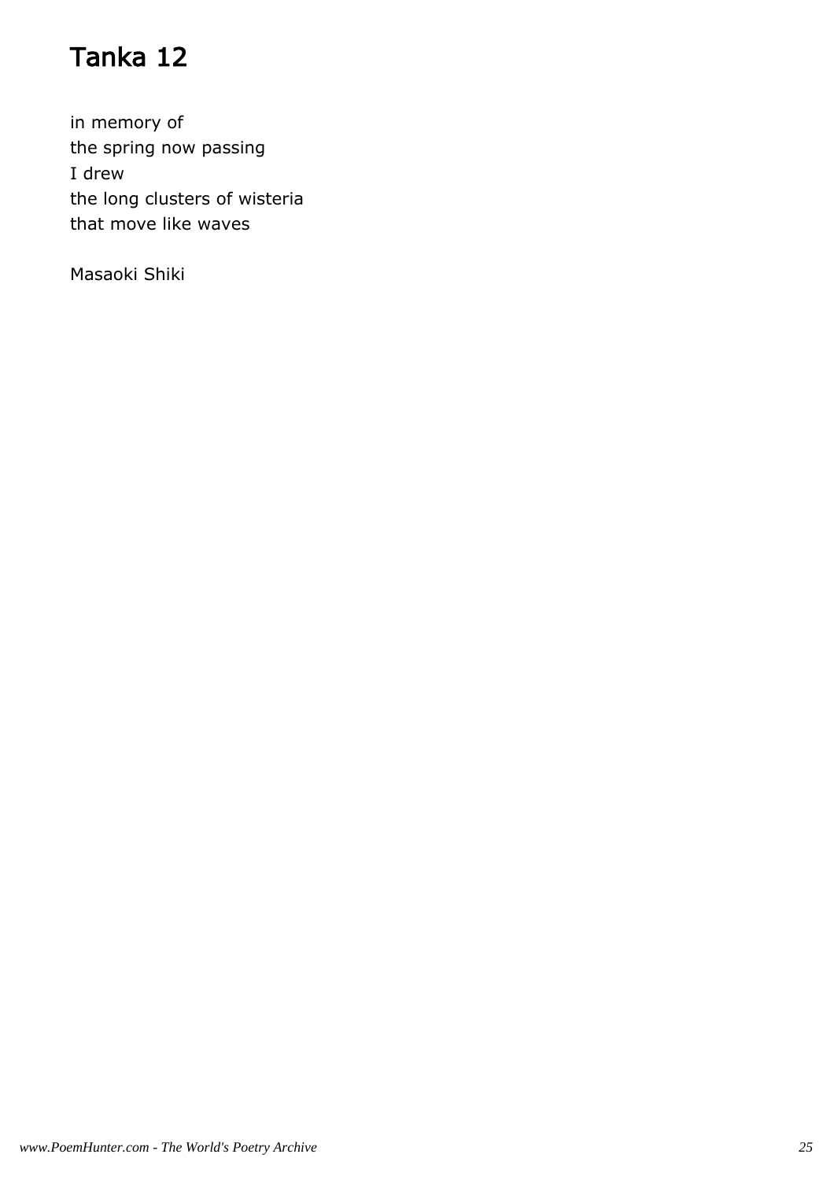# Tanka 12

in memory of
the spring now passing
I drew
the long clusters of wisteria
that move like waves

Masaoki Shiki